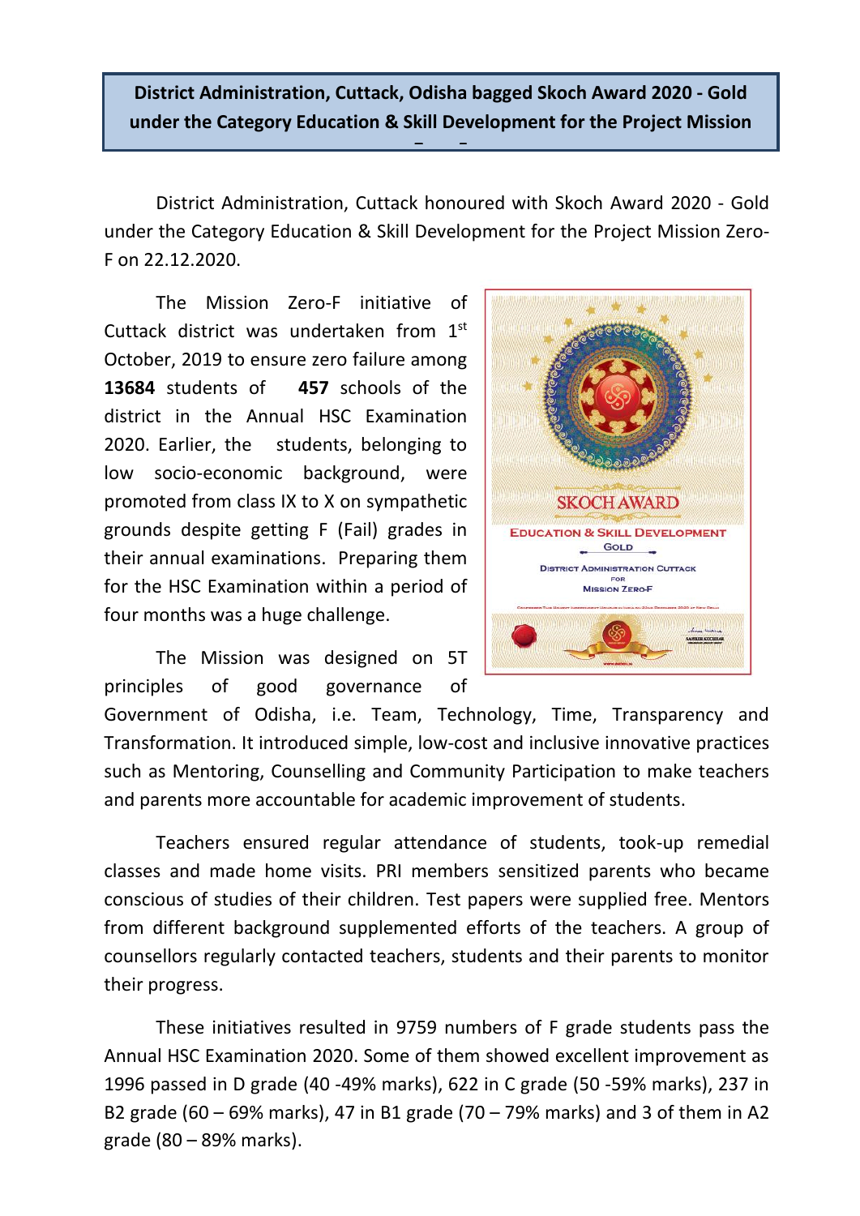**District Administration, Cuttack, Odisha bagged Skoch Award 2020 - Gold under the Category Education & Skill Development for the Project Mission**

District Administration, Cuttack honoured with Skoch Award 2020 - Gold under the Category Education & Skill Development for the Project Mission Zero-F on 22.12.2020.

The Mission Zero-F initiative of Cuttack district was undertaken from 1st October, 2019 to ensure zero failure among **13684** students of **457** schools of the district in the Annual HSC Examination 2020. Earlier, the students, belonging to low socio-economic background, were promoted from class IX to X on sympathetic grounds despite getting F (Fail) grades in their annual examinations. Preparing them for the HSC Examination within a period of four months was a huge challenge.

The Mission was designed on 5T principles of good governance of Government of Odisha, i.e. Team, Technology, Time, Transparency and Transformation. It introduced simple, low-cost and inclusive innovative practices such as Mentoring, Counselling and Community Participation to make teachers and parents more accountable for academic improvement of students.

Teachers ensured regular attendance of students, took-up remedial classes and made home visits. PRI members sensitized parents who became conscious of studies of their children. Test papers were supplied free. Mentors from different background supplemented efforts of the teachers. A group of counsellors regularly contacted teachers, students and their parents to monitor their progress.

These initiatives resulted in 9759 numbers of F grade students pass the Annual HSC Examination 2020. Some of them showed excellent improvement as 1996 passed in D grade (40 -49% marks), 622 in C grade (50 -59% marks), 237 in B2 grade (60 – 69% marks), 47 in B1 grade (70 – 79% marks) and 3 of them in A2 grade (80 – 89% marks).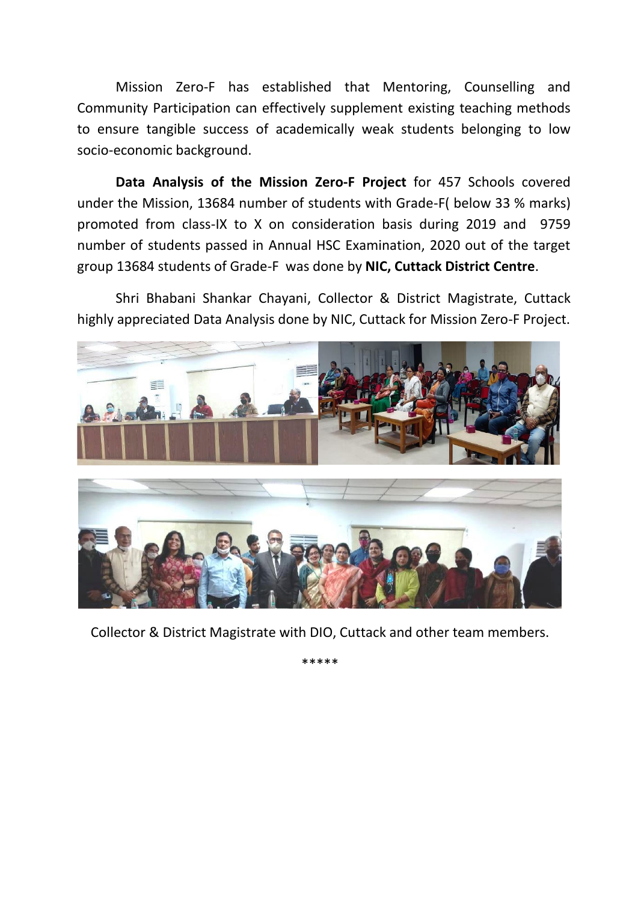Mission Zero-F has established that Mentoring, Counselling and Community Participation can effectively supplement existing teaching methods to ensure tangible success of academically weak students belonging to low socio-economic background.

**Data Analysis of the Mission Zero-F Project** for 457 Schools covered under the Mission, 13684 number of students with Grade-F( below 33 % marks) promoted from class-IX to X on consideration basis during 2019 and 9759 number of students passed in Annual HSC Examination, 2020 out of the target group 13684 students of Grade-F was done by **NIC, Cuttack District Centre**.

Shri Bhabani Shankar Chayani, Collector & District Magistrate, Cuttack highly appreciated Data Analysis done by NIC, Cuttack for Mission Zero-F Project.

Collector & District Magistrate with DIO, Cuttack and other team members.

*****